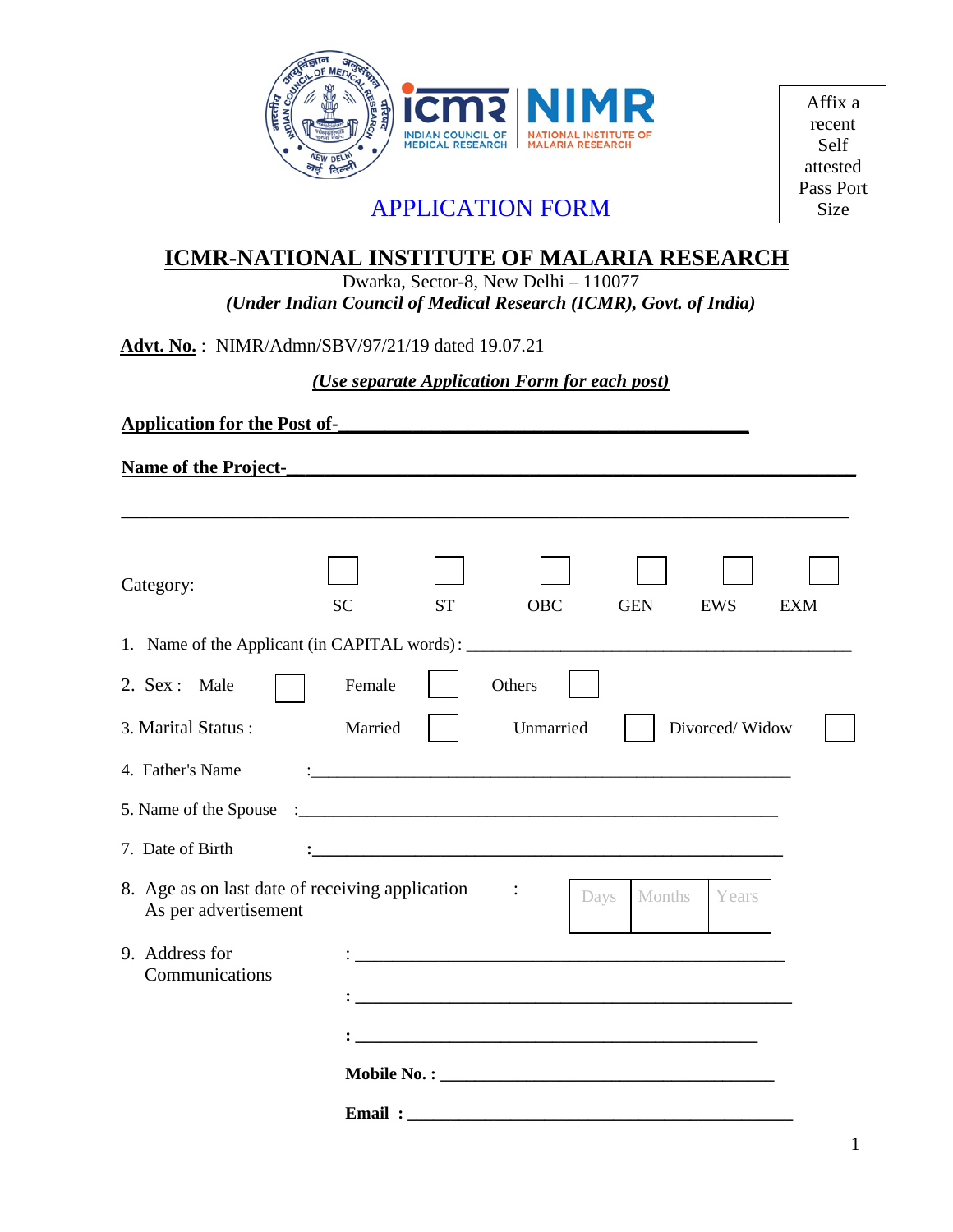Affix a recent Self attested Pass Port Size

# APPLICATION FORM

## ICMR-NATIONAL INSTITUTE OF MALARIA RESEARCH

Dwarka, Sector-8, New Delhi – 110077

***(Under Indian Council of Medical Research (ICMR), Govt. of India)***

**Advt. No.** : NIMR/Admn/SBV/97/21/19 dated 19.07.21

***(Use separate Application Form for each post)***

**Application for the Post of-**\_\_\_\_\_\_\_\_\_\_\_\_\_\_\_\_\_\_\_\_\_\_\_\_\_\_\_\_\_\_\_\_\_\_\_\_\_\_\_\_\_\_

**Name of the Project-**\_\_\_\_\_\_\_\_\_\_\_\_\_\_\_\_\_\_\_\_\_\_\_\_\_\_\_\_\_\_\_\_\_\_\_\_\_\_\_\_\_\_\_\_\_\_\_\_\_\_\_\_\_\_

\_\_\_\_\_\_\_\_\_\_\_\_\_\_\_\_\_\_\_\_\_\_\_\_\_\_\_\_\_\_\_\_\_\_\_\_\_\_\_\_\_\_\_\_\_\_\_\_\_\_\_\_\_\_\_\_\_\_\_\_\_\_\_\_\_\_\_\_\_\_\_\_\_\_\_\_

Category: ☐ SC ☐ ST ☐ OBC ☐ GEN ☐ EWS ☐ EXM

1. Name of the Applicant (in CAPITAL words) : \_\_\_\_\_\_\_\_\_\_\_\_\_\_\_\_\_\_\_\_\_\_\_\_\_\_\_\_\_\_\_\_\_\_\_\_\_\_\_\_

2. Sex : Male ☐ Female ☐ Others ☐

3. Marital Status : Married ☐ Unmarried ☐ Divorced/ Widow ☐

4. Father's Name : \_\_\_\_\_\_\_\_\_\_\_\_\_\_\_\_\_\_\_\_\_\_\_\_\_\_\_\_\_\_\_\_\_\_\_\_\_\_\_\_\_\_\_\_\_\_\_\_\_\_\_\_\_\_

5. Name of the Spouse : \_\_\_\_\_\_\_\_\_\_\_\_\_\_\_\_\_\_\_\_\_\_\_\_\_\_\_\_\_\_\_\_\_\_\_\_\_\_\_\_\_\_\_\_\_\_\_\_\_\_\_\_\_\_

7. Date of Birth : \_\_\_\_\_\_\_\_\_\_\_\_\_\_\_\_\_\_\_\_\_\_\_\_\_\_\_\_\_\_\_\_\_\_\_\_\_\_\_\_\_\_\_\_\_\_\_\_\_\_\_\_\_\_

8. Age as on last date of receiving application As per advertisement :

| Days | Months | Years |
|---|---|---|
| | | |

9. Address for Communications : \_\_\_\_\_\_\_\_\_\_\_\_\_\_\_\_\_\_\_\_\_\_\_\_\_\_\_\_\_\_\_\_\_\_\_\_\_\_\_\_\_\_\_\_\_\_\_\_

   : \_\_\_\_\_\_\_\_\_\_\_\_\_\_\_\_\_\_\_\_\_\_\_\_\_\_\_\_\_\_\_\_\_\_\_\_\_\_\_\_\_\_\_\_\_\_\_\_

   : \_\_\_\_\_\_\_\_\_\_\_\_\_\_\_\_\_\_\_\_\_\_\_\_\_\_\_\_\_\_\_\_\_\_\_\_\_\_\_\_\_\_\_\_\_\_

   **Mobile No. :** \_\_\_\_\_\_\_\_\_\_\_\_\_\_\_\_\_\_\_\_\_\_\_\_\_\_\_\_\_\_\_\_\_\_\_\_\_\_\_\_

   **Email :** \_\_\_\_\_\_\_\_\_\_\_\_\_\_\_\_\_\_\_\_\_\_\_\_\_\_\_\_\_\_\_\_\_\_\_\_\_\_\_\_\_\_\_\_\_\_\_\_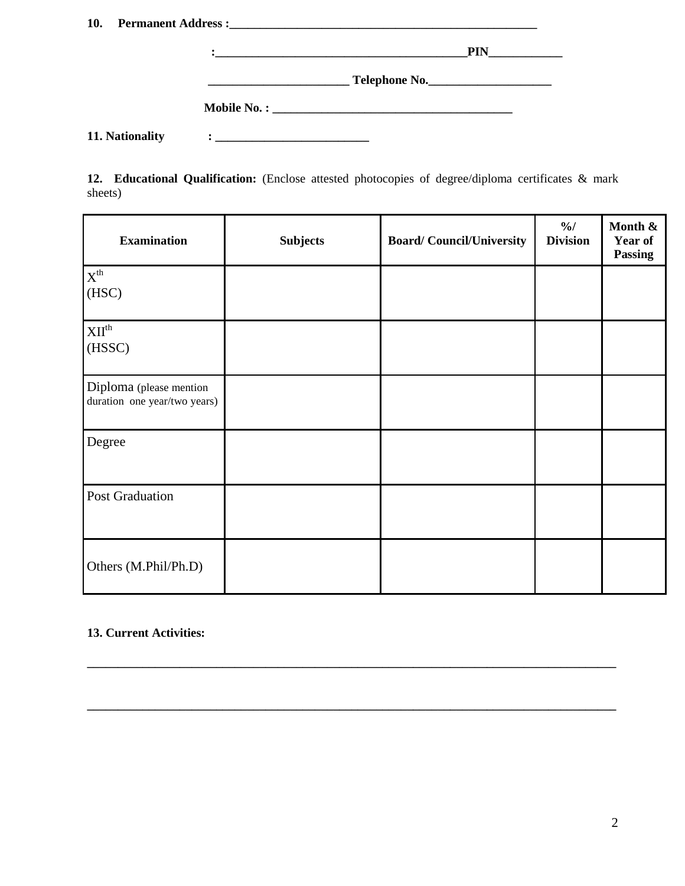**10. Permanent Address :**\_\_\_\_\_\_\_\_\_\_\_\_\_\_\_\_\_\_\_\_\_\_\_\_\_\_\_\_\_\_\_\_\_\_\_\_\_\_\_\_\_\_\_\_\_\_\_\_\_\_\_\_

**:**\_\_\_\_\_\_\_\_\_\_\_\_\_\_\_\_\_\_\_\_\_\_\_\_\_\_\_\_\_\_\_\_\_\_\_\_\_\_\_\_\_\_**PIN**\_\_\_\_\_\_\_\_\_\_\_\_

\_\_\_\_\_\_\_\_\_\_\_\_\_\_\_\_\_\_\_\_\_\_\_ **Telephone No.**\_\_\_\_\_\_\_\_\_\_\_\_\_\_\_\_\_\_\_\_

**Mobile No. :** \_\_\_\_\_\_\_\_\_\_\_\_\_\_\_\_\_\_\_\_\_\_\_\_\_\_\_\_\_\_\_\_\_\_\_\_\_\_\_

**11. Nationality :** \_\_\_\_\_\_\_\_\_\_\_\_\_\_\_\_\_\_\_\_\_\_\_\_\_

**12. Educational Qualification:** (Enclose attested photocopies of degree/diploma certificates & mark sheets)

| **Examination** | **Subjects** | **Board/ Council/University** | **%/ Division** | **Month & Year of Passing** |
|---|---|---|---|---|
| X[th] (HSC) | | | | |
| XII[th] (HSSC) | | | | |
| Diploma (please mention duration one year/two years) | | | | |
| Degree | | | | |
| Post Graduation | | | | |
| Others (M.Phil/Ph.D) | | | | |

**13. Current Activities:**

\_\_\_\_\_\_\_\_\_\_\_\_\_\_\_\_\_\_\_\_\_\_\_\_\_\_\_\_\_\_\_\_\_\_\_\_\_\_\_\_\_\_\_\_\_\_\_\_\_\_\_\_\_\_\_\_\_\_\_\_\_\_\_\_\_\_\_\_\_\_\_\_\_\_\_\_\_\_\_\_\_\_\_\_

\_\_\_\_\_\_\_\_\_\_\_\_\_\_\_\_\_\_\_\_\_\_\_\_\_\_\_\_\_\_\_\_\_\_\_\_\_\_\_\_\_\_\_\_\_\_\_\_\_\_\_\_\_\_\_\_\_\_\_\_\_\_\_\_\_\_\_\_\_\_\_\_\_\_\_\_\_\_\_\_\_\_\_\_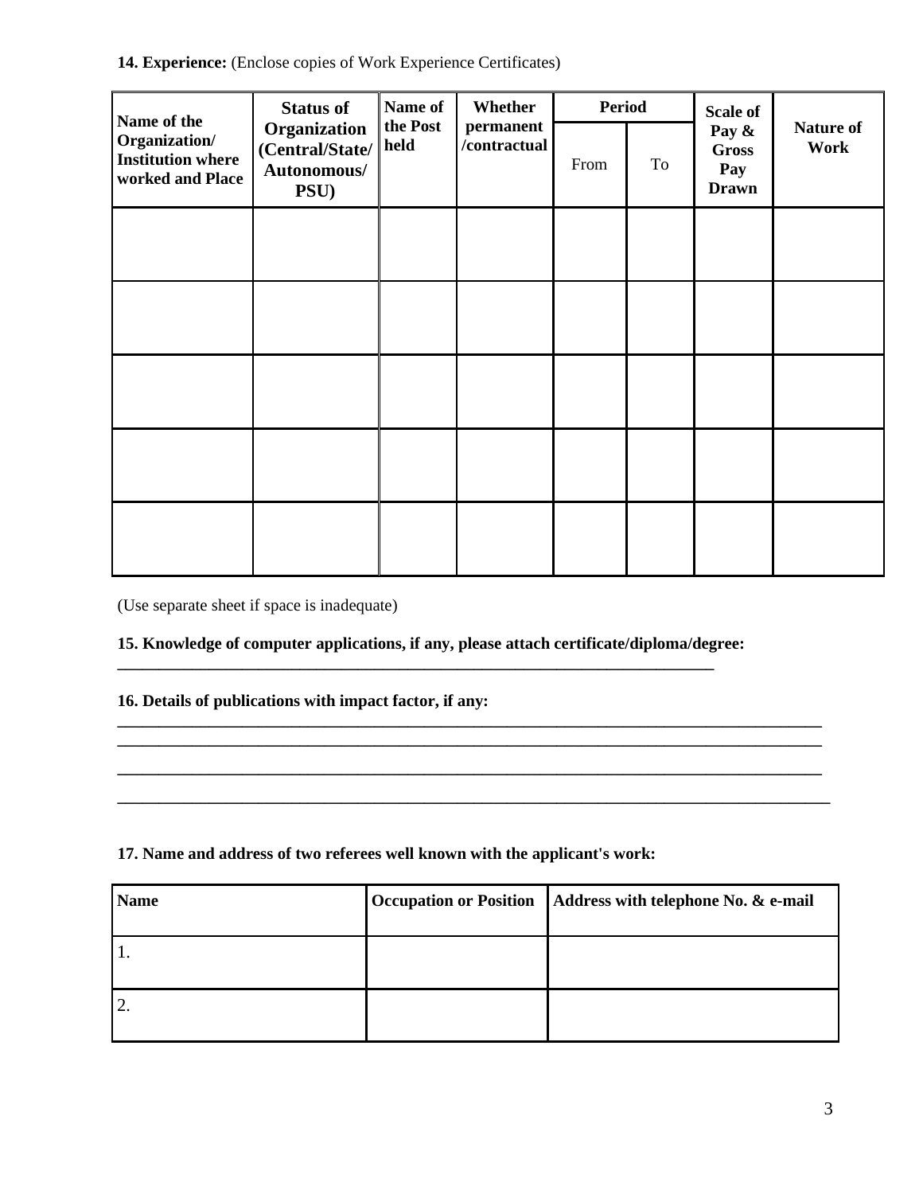**14. Experience:** (Enclose copies of Work Experience Certificates)

| Name of the Organization/ Institution where worked and Place | Status of Organization (Central/State/ Autonomous/ PSU) | Name of the Post held | Whether permanent /contractual | Period | | Scale of Pay & Gross Pay Drawn | Nature of Work |
|---|---|---|---|---|---|---|---|
| | | | | From | To | | |
| | | | | | | | |
| | | | | | | | |
| | | | | | | | |
| | | | | | | | |
| | | | | | | | |

(Use separate sheet if space is inadequate)

**15. Knowledge of computer applications, if any, please attach certificate/diploma/degree:**

___________________________________________________________________________

**16. Details of publications with impact factor, if any:**

___________________________________________________________________________

___________________________________________________________________________

___________________________________________________________________________

___________________________________________________________________________

**17. Name and address of two referees well known with the applicant's work:**

| Name | Occupation or Position | Address with telephone No. & e-mail |
|---|---|---|
| 1. | | |
| 2. | | |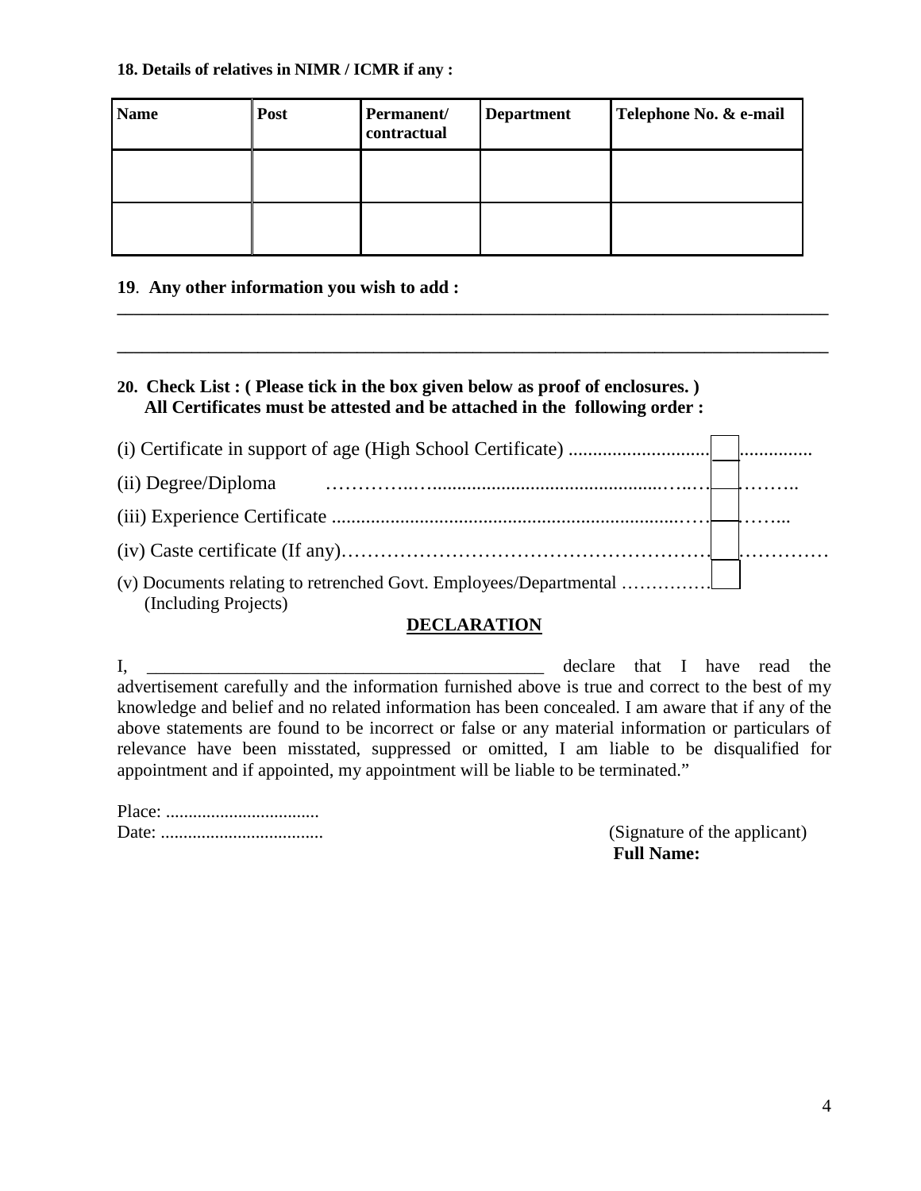**18. Details of relatives in NIMR / ICMR if any :**

| Name | Post | Permanent/ contractual | Department | Telephone No. & e-mail |
|---|---|---|---|---|
| | | | | |
| | | | | |

**19**. **Any other information you wish to add :**

\_\_\_\_\_\_\_\_\_\_\_\_\_\_\_\_\_\_\_\_\_\_\_\_\_\_\_\_\_\_\_\_\_\_\_\_\_\_\_\_\_\_\_\_\_\_\_\_\_\_\_\_\_\_\_\_\_\_\_\_\_\_\_\_\_\_\_\_\_\_\_\_\_\_\_\_

\_\_\_\_\_\_\_\_\_\_\_\_\_\_\_\_\_\_\_\_\_\_\_\_\_\_\_\_\_\_\_\_\_\_\_\_\_\_\_\_\_\_\_\_\_\_\_\_\_\_\_\_\_\_\_\_\_\_\_\_\_\_\_\_\_\_\_\_\_\_\_\_\_\_\_\_

**20. Check List : ( Please tick in the box given below as proof of enclosures. )**
**All Certificates must be attested and be attached in the following order :**

(i) Certificate in support of age (High School Certificate) ............................ ☐ ..............

(ii) Degree/Diploma ……………..…....................................................…..…. ☐ ………..

(iii) Experience Certificate ..........................................................................…. ☐ ……...

(iv) Caste certificate (If any)………………………………………………… ☐ ……………

(v) Documents relating to retrenched Govt. Employees/Departmental ……………. ☐
(Including Projects)

## DECLARATION

I, \_\_\_\_\_\_\_\_\_\_\_\_\_\_\_\_\_\_\_\_\_\_\_\_\_\_\_\_\_\_\_\_\_\_\_\_\_\_\_\_\_\_\_\_ declare that I have read the advertisement carefully and the information furnished above is true and correct to the best of my knowledge and belief and no related information has been concealed. I am aware that if any of the above statements are found to be incorrect or false or any material information or particulars of relevance have been misstated, suppressed or omitted, I am liable to be disqualified for appointment and if appointed, my appointment will be liable to be terminated."

Place: ..................................

Date: .................................... (Signature of the applicant)

**Full Name:**